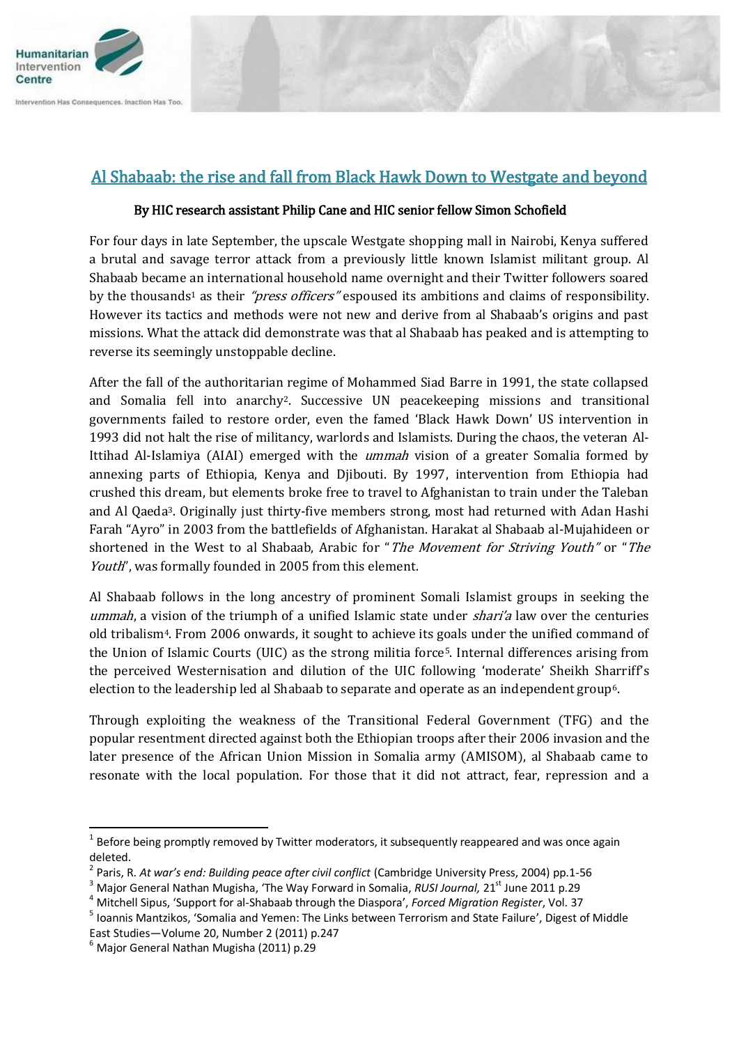# Al Shabaab: the rise and fall from Black Hawk Down to Westgate and beyond

**By HIC research assistant Philip Cane and HIC senior fellow Simon Schofield**

For four days in late September, the upscale Westgate shopping mall in Nairobi, Kenya suffered a brutal and savage terror attack from a previously little known Islamist militant group. Al Shabaab became an international household name overnight and their Twitter followers soared by the thousands[1] as their *"press officers"* espoused its ambitions and claims of responsibility. However its tactics and methods were not new and derive from al Shabaab's origins and past missions. What the attack did demonstrate was that al Shabaab has peaked and is attempting to reverse its seemingly unstoppable decline.

After the fall of the authoritarian regime of Mohammed Siad Barre in 1991, the state collapsed and Somalia fell into anarchy[2]. Successive UN peacekeeping missions and transitional governments failed to restore order, even the famed 'Black Hawk Down' US intervention in 1993 did not halt the rise of militancy, warlords and Islamists. During the chaos, the veteran Al-Ittihad Al-Islamiya (AIAI) emerged with the *ummah* vision of a greater Somalia formed by annexing parts of Ethiopia, Kenya and Djibouti. By 1997, intervention from Ethiopia had crushed this dream, but elements broke free to travel to Afghanistan to train under the Taleban and Al Qaeda[3]. Originally just thirty-five members strong, most had returned with Adan Hashi Farah "Ayro" in 2003 from the battlefields of Afghanistan. Harakat al Shabaab al-Mujahideen or shortened in the West to al Shabaab, Arabic for "*The Movement for Striving Youth"* or "*The Youth*", was formally founded in 2005 from this element.

Al Shabaab follows in the long ancestry of prominent Somali Islamist groups in seeking the *ummah*, a vision of the triumph of a unified Islamic state under *shari'a* law over the centuries old tribalism[4]. From 2006 onwards, it sought to achieve its goals under the unified command of the Union of Islamic Courts (UIC) as the strong militia force[5]. Internal differences arising from the perceived Westernisation and dilution of the UIC following 'moderate' Sheikh Sharriff's election to the leadership led al Shabaab to separate and operate as an independent group[6].

Through exploiting the weakness of the Transitional Federal Government (TFG) and the popular resentment directed against both the Ethiopian troops after their 2006 invasion and the later presence of the African Union Mission in Somalia army (AMISOM), al Shabaab came to resonate with the local population. For those that it did not attract, fear, repression and a

---

[1] Before being promptly removed by Twitter moderators, it subsequently reappeared and was once again deleted.

[2] Paris, R. *At war's end: Building peace after civil conflict* (Cambridge University Press, 2004) pp.1-56

[3] Major General Nathan Mugisha, 'The Way Forward in Somalia, *RUSI Journal,* 21st June 2011 p.29

[4] Mitchell Sipus, 'Support for al-Shabaab through the Diaspora', *Forced Migration Register*, Vol. 37

[5] Ioannis Mantzikos, 'Somalia and Yemen: The Links between Terrorism and State Failure', Digest of Middle East Studies—Volume 20, Number 2 (2011) p.247

[6] Major General Nathan Mugisha (2011) p.29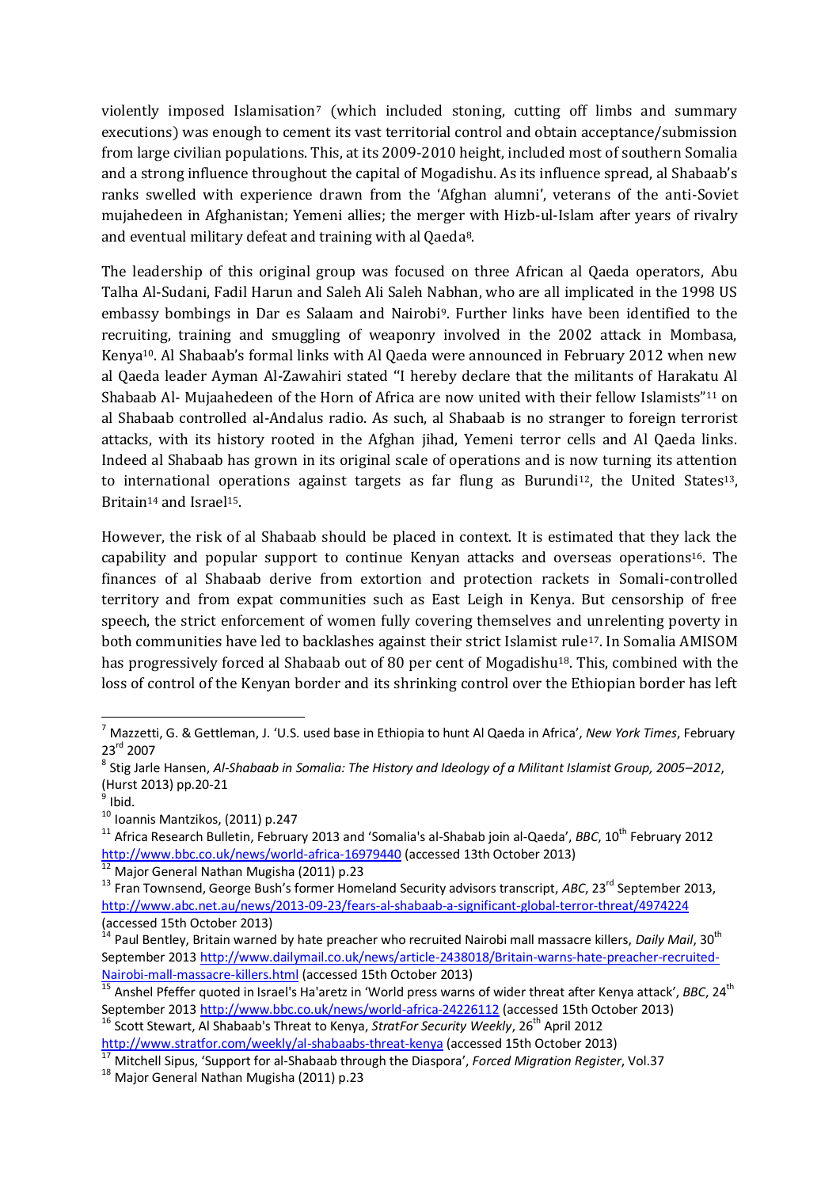violently imposed Islamisation[7] (which included stoning, cutting off limbs and summary executions) was enough to cement its vast territorial control and obtain acceptance/submission from large civilian populations. This, at its 2009-2010 height, included most of southern Somalia and a strong influence throughout the capital of Mogadishu. As its influence spread, al Shabaab's ranks swelled with experience drawn from the 'Afghan alumni', veterans of the anti-Soviet mujahedeen in Afghanistan; Yemeni allies; the merger with Hizb-ul-Islam after years of rivalry and eventual military defeat and training with al Qaeda[8].

The leadership of this original group was focused on three African al Qaeda operators, Abu Talha Al-Sudani, Fadil Harun and Saleh Ali Saleh Nabhan, who are all implicated in the 1998 US embassy bombings in Dar es Salaam and Nairobi[9]. Further links have been identified to the recruiting, training and smuggling of weaponry involved in the 2002 attack in Mombasa, Kenya[10]. Al Shabaab's formal links with Al Qaeda were announced in February 2012 when new al Qaeda leader Ayman Al-Zawahiri stated "I hereby declare that the militants of Harakatu Al Shabaab Al- Mujaahedeen of the Horn of Africa are now united with their fellow Islamists"[11] on al Shabaab controlled al-Andalus radio. As such, al Shabaab is no stranger to foreign terrorist attacks, with its history rooted in the Afghan jihad, Yemeni terror cells and Al Qaeda links. Indeed al Shabaab has grown in its original scale of operations and is now turning its attention to international operations against targets as far flung as Burundi[12], the United States[13], Britain[14] and Israel[15].

However, the risk of al Shabaab should be placed in context. It is estimated that they lack the capability and popular support to continue Kenyan attacks and overseas operations[16]. The finances of al Shabaab derive from extortion and protection rackets in Somali-controlled territory and from expat communities such as East Leigh in Kenya. But censorship of free speech, the strict enforcement of women fully covering themselves and unrelenting poverty in both communities have led to backlashes against their strict Islamist rule[17]. In Somalia AMISOM has progressively forced al Shabaab out of 80 per cent of Mogadishu[18]. This, combined with the loss of control of the Kenyan border and its shrinking control over the Ethiopian border has left

---

[7] Mazzetti, G. & Gettleman, J. 'U.S. used base in Ethiopia to hunt Al Qaeda in Africa', *New York Times*, February 23rd 2007

[8] Stig Jarle Hansen, *Al-Shabaab in Somalia: The History and Ideology of a Militant Islamist Group, 2005–2012*, (Hurst 2013) pp.20-21

[9] Ibid.

[10] Ioannis Mantzikos, (2011) p.247

[11] Africa Research Bulletin, February 2013 and 'Somalia's al-Shabab join al-Qaeda', *BBC*, 10th February 2012 http://www.bbc.co.uk/news/world-africa-16979440 (accessed 13th October 2013)

[12] Major General Nathan Mugisha (2011) p.23

[13] Fran Townsend, George Bush's former Homeland Security advisors transcript, *ABC*, 23rd September 2013, http://www.abc.net.au/news/2013-09-23/fears-al-shabaab-a-significant-global-terror-threat/4974224 (accessed 15th October 2013)

[14] Paul Bentley, Britain warned by hate preacher who recruited Nairobi mall massacre killers, *Daily Mail*, 30th September 2013 http://www.dailymail.co.uk/news/article-2438018/Britain-warns-hate-preacher-recruited-Nairobi-mall-massacre-killers.html (accessed 15th October 2013)

[15] Anshel Pfeffer quoted in Israel's Ha'aretz in 'World press warns of wider threat after Kenya attack', *BBC*, 24th September 2013 http://www.bbc.co.uk/news/world-africa-24226112 (accessed 15th October 2013)

[16] Scott Stewart, Al Shabaab's Threat to Kenya, *StratFor Security Weekly*, 26th April 2012 http://www.stratfor.com/weekly/al-shabaabs-threat-kenya (accessed 15th October 2013)

[17] Mitchell Sipus, 'Support for al-Shabaab through the Diaspora', *Forced Migration Register*, Vol.37

[18] Major General Nathan Mugisha (2011) p.23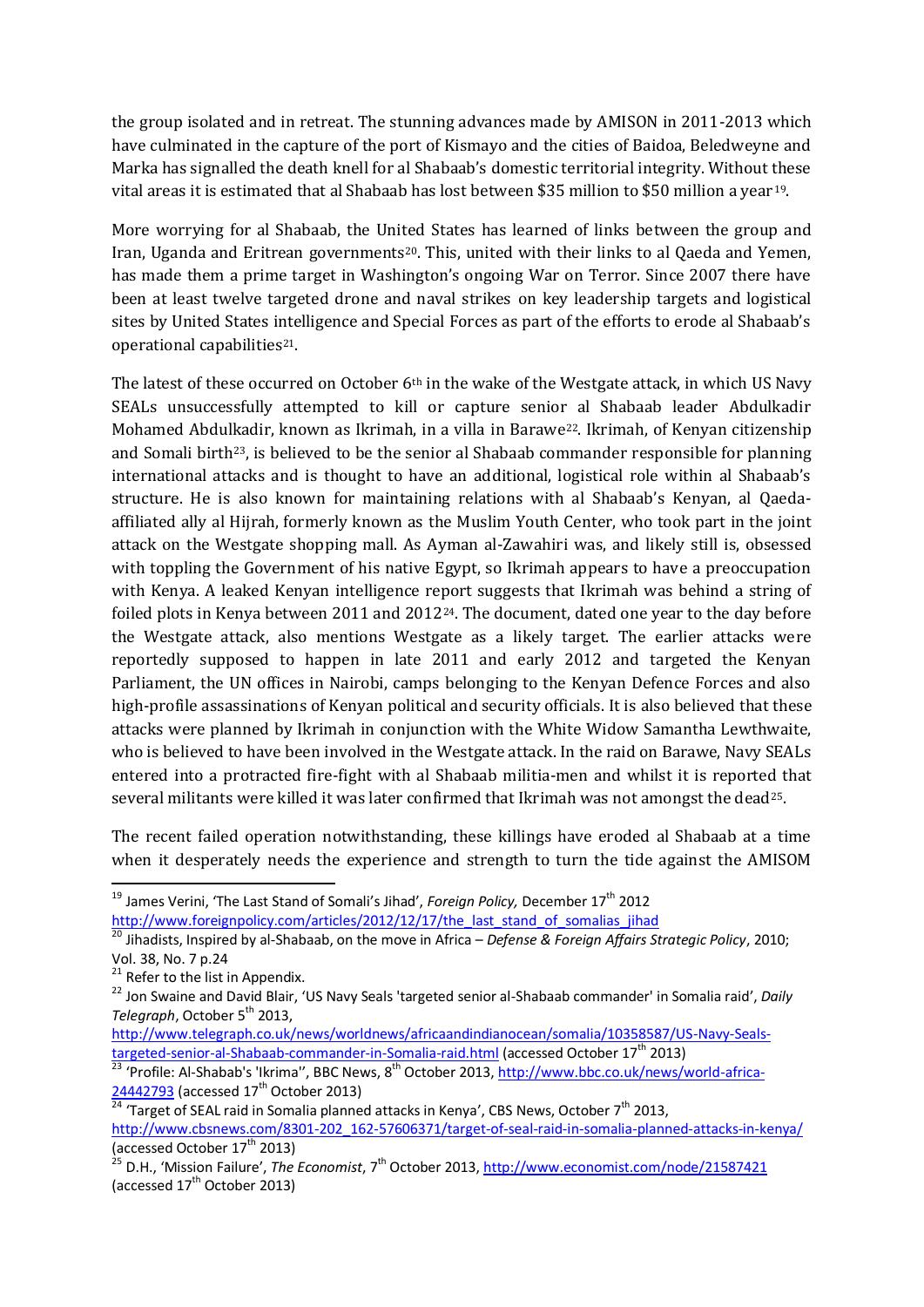the group isolated and in retreat. The stunning advances made by AMISON in 2011-2013 which have culminated in the capture of the port of Kismayo and the cities of Baidoa, Beledweyne and Marka has signalled the death knell for al Shabaab's domestic territorial integrity. Without these vital areas it is estimated that al Shabaab has lost between $35 million to $50 million a year[19].

More worrying for al Shabaab, the United States has learned of links between the group and Iran, Uganda and Eritrean governments[20]. This, united with their links to al Qaeda and Yemen, has made them a prime target in Washington's ongoing War on Terror. Since 2007 there have been at least twelve targeted drone and naval strikes on key leadership targets and logistical sites by United States intelligence and Special Forces as part of the efforts to erode al Shabaab's operational capabilities[21].

The latest of these occurred on October 6th in the wake of the Westgate attack, in which US Navy SEALs unsuccessfully attempted to kill or capture senior al Shabaab leader Abdulkadir Mohamed Abdulkadir, known as Ikrimah, in a villa in Barawe[22]. Ikrimah, of Kenyan citizenship and Somali birth[23], is believed to be the senior al Shabaab commander responsible for planning international attacks and is thought to have an additional, logistical role within al Shabaab's structure. He is also known for maintaining relations with al Shabaab's Kenyan, al Qaeda-affiliated ally al Hijrah, formerly known as the Muslim Youth Center, who took part in the joint attack on the Westgate shopping mall. As Ayman al-Zawahiri was, and likely still is, obsessed with toppling the Government of his native Egypt, so Ikrimah appears to have a preoccupation with Kenya. A leaked Kenyan intelligence report suggests that Ikrimah was behind a string of foiled plots in Kenya between 2011 and 2012[24]. The document, dated one year to the day before the Westgate attack, also mentions Westgate as a likely target. The earlier attacks were reportedly supposed to happen in late 2011 and early 2012 and targeted the Kenyan Parliament, the UN offices in Nairobi, camps belonging to the Kenyan Defence Forces and also high-profile assassinations of Kenyan political and security officials. It is also believed that these attacks were planned by Ikrimah in conjunction with the White Widow Samantha Lewthwaite, who is believed to have been involved in the Westgate attack. In the raid on Barawe, Navy SEALs entered into a protracted fire-fight with al Shabaab militia-men and whilst it is reported that several militants were killed it was later confirmed that Ikrimah was not amongst the dead[25].

The recent failed operation notwithstanding, these killings have eroded al Shabaab at a time when it desperately needs the experience and strength to turn the tide against the AMISOM

---

[19] James Verini, 'The Last Stand of Somali's Jihad', *Foreign Policy,* December 17th 2012 http://www.foreignpolicy.com/articles/2012/12/17/the_last_stand_of_somalias_jihad

[20] Jihadists, Inspired by al-Shabaab, on the move in Africa – *Defense & Foreign Affairs Strategic Policy*, 2010; Vol. 38, No. 7 p.24

[21] Refer to the list in Appendix.

[22] Jon Swaine and David Blair, 'US Navy Seals 'targeted senior al-Shabaab commander' in Somalia raid', *Daily Telegraph*, October 5th 2013, http://www.telegraph.co.uk/news/worldnews/africaandindianocean/somalia/10358587/US-Navy-Seals-targeted-senior-al-Shabaab-commander-in-Somalia-raid.html (accessed October 17th 2013)

[23] 'Profile: Al-Shabab's 'Ikrima'', BBC News, 8th October 2013, http://www.bbc.co.uk/news/world-africa-24442793 (accessed 17th October 2013)

[24] 'Target of SEAL raid in Somalia planned attacks in Kenya', CBS News, October 7th 2013, http://www.cbsnews.com/8301-202_162-57606371/target-of-seal-raid-in-somalia-planned-attacks-in-kenya/ (accessed October 17th 2013)

[25] D.H., 'Mission Failure', *The Economist*, 7th October 2013, http://www.economist.com/node/21587421 (accessed 17th October 2013)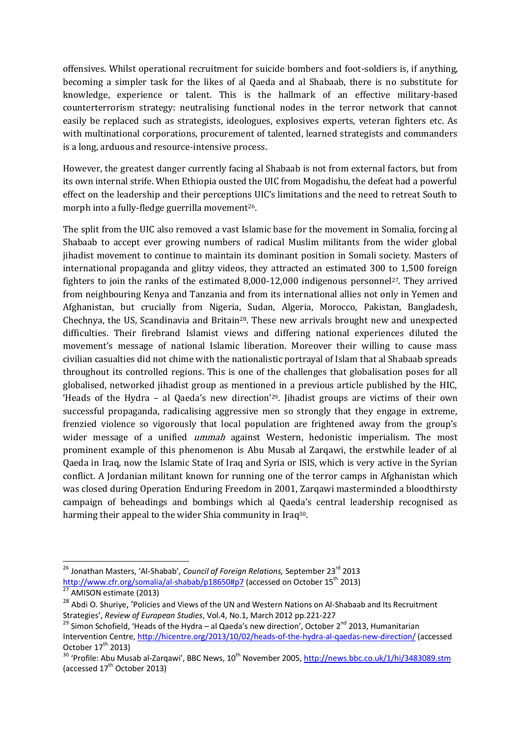offensives. Whilst operational recruitment for suicide bombers and foot-soldiers is, if anything, becoming a simpler task for the likes of al Qaeda and al Shabaab, there is no substitute for knowledge, experience or talent. This is the hallmark of an effective military-based counterterrorism strategy: neutralising functional nodes in the terror network that cannot easily be replaced such as strategists, ideologues, explosives experts, veteran fighters etc. As with multinational corporations, procurement of talented, learned strategists and commanders is a long, arduous and resource-intensive process.

However, the greatest danger currently facing al Shabaab is not from external factors, but from its own internal strife. When Ethiopia ousted the UIC from Mogadishu, the defeat had a powerful effect on the leadership and their perceptions UIC's limitations and the need to retreat South to morph into a fully-fledge guerrilla movement[26].

The split from the UIC also removed a vast Islamic base for the movement in Somalia, forcing al Shabaab to accept ever growing numbers of radical Muslim militants from the wider global jihadist movement to continue to maintain its dominant position in Somali society. Masters of international propaganda and glitzy videos, they attracted an estimated 300 to 1,500 foreign fighters to join the ranks of the estimated 8,000-12,000 indigenous personnel[27]. They arrived from neighbouring Kenya and Tanzania and from its international allies not only in Yemen and Afghanistan, but crucially from Nigeria, Sudan, Algeria, Morocco, Pakistan, Bangladesh, Chechnya, the US, Scandinavia and Britain[28]. These new arrivals brought new and unexpected difficulties. Their firebrand Islamist views and differing national experiences diluted the movement's message of national Islamic liberation. Moreover their willing to cause mass civilian casualties did not chime with the nationalistic portrayal of Islam that al Shabaab spreads throughout its controlled regions. This is one of the challenges that globalisation poses for all globalised, networked jihadist group as mentioned in a previous article published by the HIC, 'Heads of the Hydra – al Qaeda's new direction'[29]. Jihadist groups are victims of their own successful propaganda, radicalising aggressive men so strongly that they engage in extreme, frenzied violence so vigorously that local population are frightened away from the group's wider message of a unified *ummah* against Western, hedonistic imperialism. The most prominent example of this phenomenon is Abu Musab al Zarqawi, the erstwhile leader of al Qaeda in Iraq, now the Islamic State of Iraq and Syria or ISIS, which is very active in the Syrian conflict. A Jordanian militant known for running one of the terror camps in Afghanistan which was closed during Operation Enduring Freedom in 2001, Zarqawi masterminded a bloodthirsty campaign of beheadings and bombings which al Qaeda's central leadership recognised as harming their appeal to the wider Shia community in Iraq[30].

---

[26] Jonathan Masters, 'Al-Shabab', *Council of Foreign Relations,* September 23rd 2013 http://www.cfr.org/somalia/al-shabab/p18650#p7 (accessed on October 15th 2013)

[27] AMISON estimate (2013)

[28] Abdi O. Shuriye, 'Policies and Views of the UN and Western Nations on Al-Shabaab and Its Recruitment Strategies', *Review of European Studies*, Vol.4, No.1, March 2012 pp.221-227

[29] Simon Schofield, 'Heads of the Hydra – al Qaeda's new direction', October 2nd 2013, Humanitarian Intervention Centre, http://hicentre.org/2013/10/02/heads-of-the-hydra-al-qaedas-new-direction/ (accessed October 17th 2013)

[30] 'Profile: Abu Musab al-Zarqawi', BBC News, 10th November 2005, http://news.bbc.co.uk/1/hi/3483089.stm (accessed 17th October 2013)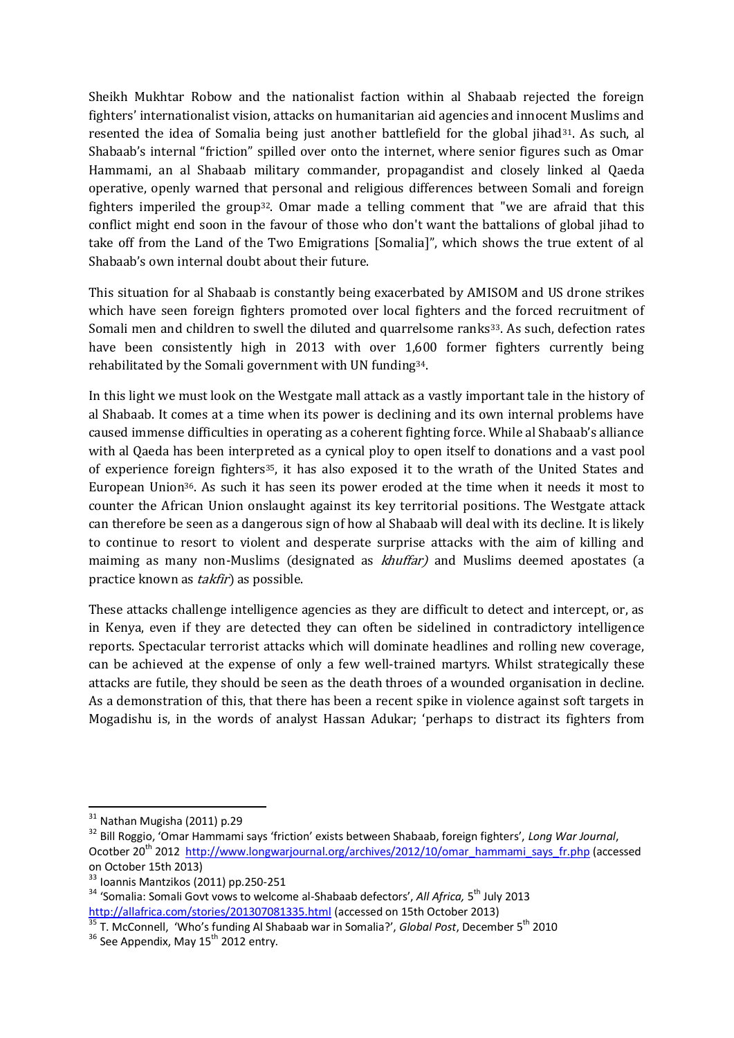Sheikh Mukhtar Robow and the nationalist faction within al Shabaab rejected the foreign fighters' internationalist vision, attacks on humanitarian aid agencies and innocent Muslims and resented the idea of Somalia being just another battlefield for the global jihad[31]. As such, al Shabaab's internal "friction" spilled over onto the internet, where senior figures such as Omar Hammami, an al Shabaab military commander, propagandist and closely linked al Qaeda operative, openly warned that personal and religious differences between Somali and foreign fighters imperiled the group[32]. Omar made a telling comment that "we are afraid that this conflict might end soon in the favour of those who don't want the battalions of global jihad to take off from the Land of the Two Emigrations [Somalia]", which shows the true extent of al Shabaab's own internal doubt about their future.

This situation for al Shabaab is constantly being exacerbated by AMISOM and US drone strikes which have seen foreign fighters promoted over local fighters and the forced recruitment of Somali men and children to swell the diluted and quarrelsome ranks[33]. As such, defection rates have been consistently high in 2013 with over 1,600 former fighters currently being rehabilitated by the Somali government with UN funding[34].

In this light we must look on the Westgate mall attack as a vastly important tale in the history of al Shabaab. It comes at a time when its power is declining and its own internal problems have caused immense difficulties in operating as a coherent fighting force. While al Shabaab's alliance with al Qaeda has been interpreted as a cynical ploy to open itself to donations and a vast pool of experience foreign fighters[35], it has also exposed it to the wrath of the United States and European Union[36]. As such it has seen its power eroded at the time when it needs it most to counter the African Union onslaught against its key territorial positions. The Westgate attack can therefore be seen as a dangerous sign of how al Shabaab will deal with its decline. It is likely to continue to resort to violent and desperate surprise attacks with the aim of killing and maiming as many non-Muslims (designated as *khuffar)* and Muslims deemed apostates (a practice known as *takfir*) as possible.

These attacks challenge intelligence agencies as they are difficult to detect and intercept, or, as in Kenya, even if they are detected they can often be sidelined in contradictory intelligence reports. Spectacular terrorist attacks which will dominate headlines and rolling new coverage, can be achieved at the expense of only a few well-trained martyrs. Whilst strategically these attacks are futile, they should be seen as the death throes of a wounded organisation in decline. As a demonstration of this, that there has been a recent spike in violence against soft targets in Mogadishu is, in the words of analyst Hassan Adukar; 'perhaps to distract its fighters from

---

[31] Nathan Mugisha (2011) p.29

[32] Bill Roggio, 'Omar Hammami says 'friction' exists between Shabaab, foreign fighters', *Long War Journal*, Ocotber 20th 2012 http://www.longwarjournal.org/archives/2012/10/omar_hammami_says_fr.php (accessed on October 15th 2013)

[33] Ioannis Mantzikos (2011) pp.250-251

[34] 'Somalia: Somali Govt vows to welcome al-Shabaab defectors', *All Africa,* 5th July 2013 http://allafrica.com/stories/201307081335.html (accessed on 15th October 2013)

[35] T. McConnell, 'Who's funding Al Shabaab war in Somalia?', *Global Post*, December 5th 2010

[36] See Appendix, May 15th 2012 entry.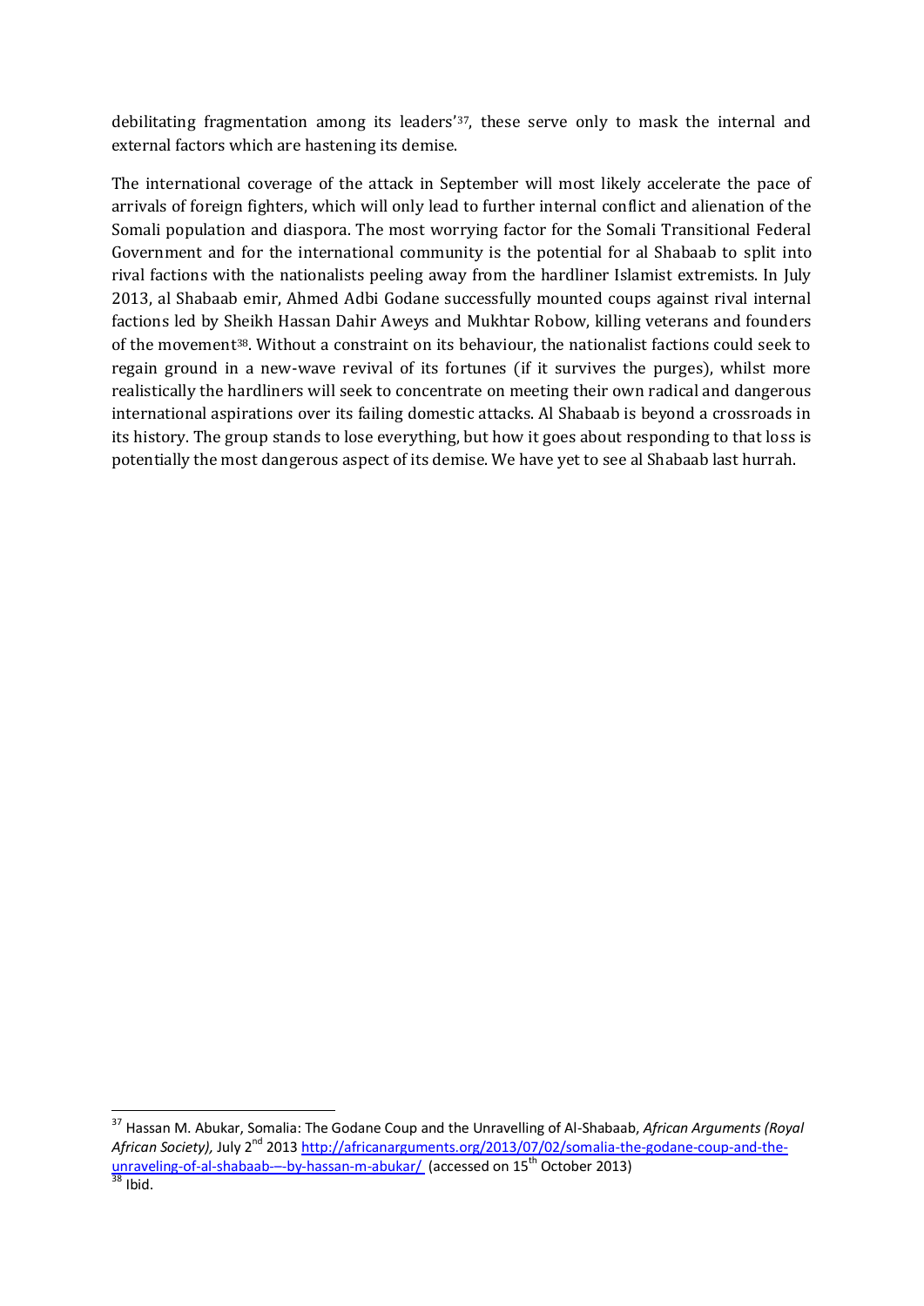debilitating fragmentation among its leaders'[37], these serve only to mask the internal and external factors which are hastening its demise.

The international coverage of the attack in September will most likely accelerate the pace of arrivals of foreign fighters, which will only lead to further internal conflict and alienation of the Somali population and diaspora. The most worrying factor for the Somali Transitional Federal Government and for the international community is the potential for al Shabaab to split into rival factions with the nationalists peeling away from the hardliner Islamist extremists. In July 2013, al Shabaab emir, Ahmed Adbi Godane successfully mounted coups against rival internal factions led by Sheikh Hassan Dahir Aweys and Mukhtar Robow, killing veterans and founders of the movement[38]. Without a constraint on its behaviour, the nationalist factions could seek to regain ground in a new-wave revival of its fortunes (if it survives the purges), whilst more realistically the hardliners will seek to concentrate on meeting their own radical and dangerous international aspirations over its failing domestic attacks. Al Shabaab is beyond a crossroads in its history. The group stands to lose everything, but how it goes about responding to that loss is potentially the most dangerous aspect of its demise. We have yet to see al Shabaab last hurrah.

---

[37] Hassan M. Abukar, Somalia: The Godane Coup and the Unravelling of Al-Shabaab, *African Arguments (Royal African Society),* July 2nd 2013 http://africanarguments.org/2013/07/02/somalia-the-godane-coup-and-the-unraveling-of-al-shabaab-–-by-hassan-m-abukar/ (accessed on 15th October 2013)

[38] Ibid.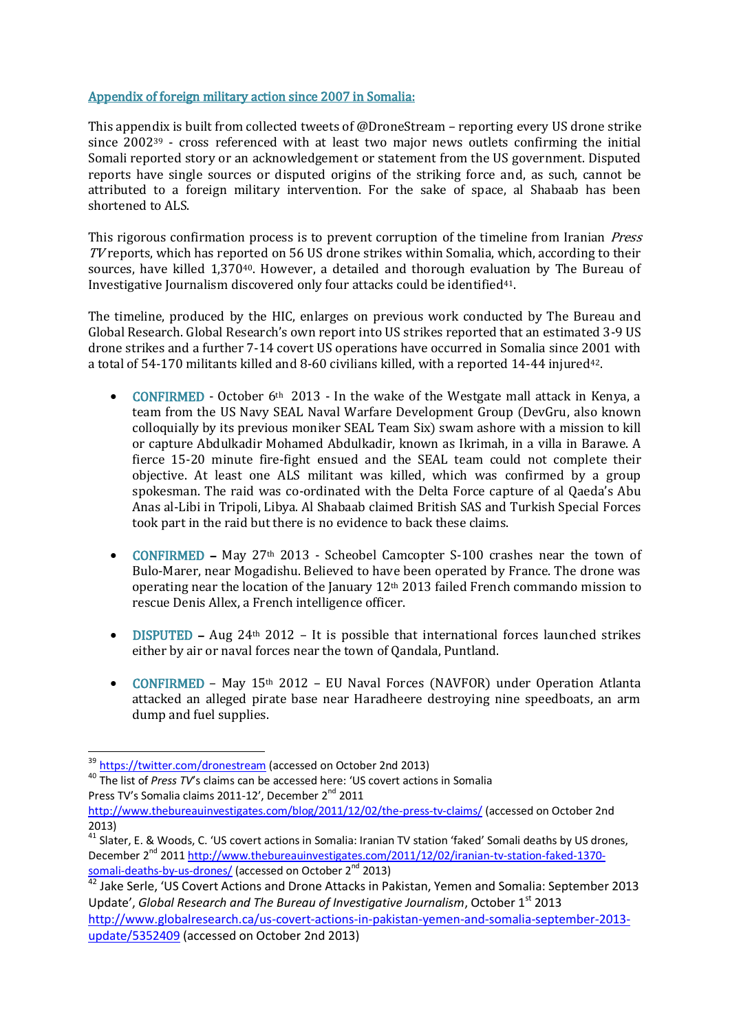## Appendix of foreign military action since 2007 in Somalia:

This appendix is built from collected tweets of @DroneStream – reporting every US drone strike since 2002[39] - cross referenced with at least two major news outlets confirming the initial Somali reported story or an acknowledgement or statement from the US government. Disputed reports have single sources or disputed origins of the striking force and, as such, cannot be attributed to a foreign military intervention. For the sake of space, al Shabaab has been shortened to ALS.

This rigorous confirmation process is to prevent corruption of the timeline from Iranian *Press TV* reports, which has reported on 56 US drone strikes within Somalia, which, according to their sources, have killed 1,370[40]. However, a detailed and thorough evaluation by The Bureau of Investigative Journalism discovered only four attacks could be identified[41].

The timeline, produced by the HIC, enlarges on previous work conducted by The Bureau and Global Research. Global Research's own report into US strikes reported that an estimated 3-9 US drone strikes and a further 7-14 covert US operations have occurred in Somalia since 2001 with a total of 54-170 militants killed and 8-60 civilians killed, with a reported 14-44 injured[42].

- CONFIRMED - October 6th 2013 - In the wake of the Westgate mall attack in Kenya, a team from the US Navy SEAL Naval Warfare Development Group (DevGru, also known colloquially by its previous moniker SEAL Team Six) swam ashore with a mission to kill or capture Abdulkadir Mohamed Abdulkadir, known as Ikrimah, in a villa in Barawe. A fierce 15-20 minute fire-fight ensued and the SEAL team could not complete their objective. At least one ALS militant was killed, which was confirmed by a group spokesman. The raid was co-ordinated with the Delta Force capture of al Qaeda's Abu Anas al-Libi in Tripoli, Libya. Al Shabaab claimed British SAS and Turkish Special Forces took part in the raid but there is no evidence to back these claims.

- CONFIRMED – May 27th 2013 - Scheobel Camcopter S-100 crashes near the town of Bulo-Marer, near Mogadishu. Believed to have been operated by France. The drone was operating near the location of the January 12th 2013 failed French commando mission to rescue Denis Allex, a French intelligence officer.

- DISPUTED – Aug 24th 2012 – It is possible that international forces launched strikes either by air or naval forces near the town of Qandala, Puntland.

- CONFIRMED – May 15th 2012 – EU Naval Forces (NAVFOR) under Operation Atlanta attacked an alleged pirate base near Haradheere destroying nine speedboats, an arm dump and fuel supplies.

---

[39] https://twitter.com/dronestream (accessed on October 2nd 2013)

[40] The list of *Press TV*'s claims can be accessed here: 'US covert actions in Somalia Press TV's Somalia claims 2011-12', December 2nd 2011 http://www.thebureauinvestigates.com/blog/2011/12/02/the-press-tv-claims/ (accessed on October 2nd 2013)

[41] Slater, E. & Woods, C. 'US covert actions in Somalia: Iranian TV station 'faked' Somali deaths by US drones, December 2nd 2011 http://www.thebureauinvestigates.com/2011/12/02/iranian-tv-station-faked-1370-somali-deaths-by-us-drones/ (accessed on October 2nd 2013)

[42] Jake Serle, 'US Covert Actions and Drone Attacks in Pakistan, Yemen and Somalia: September 2013 Update', *Global Research and The Bureau of Investigative Journalism*, October 1st 2013 http://www.globalresearch.ca/us-covert-actions-in-pakistan-yemen-and-somalia-september-2013-update/5352409 (accessed on October 2nd 2013)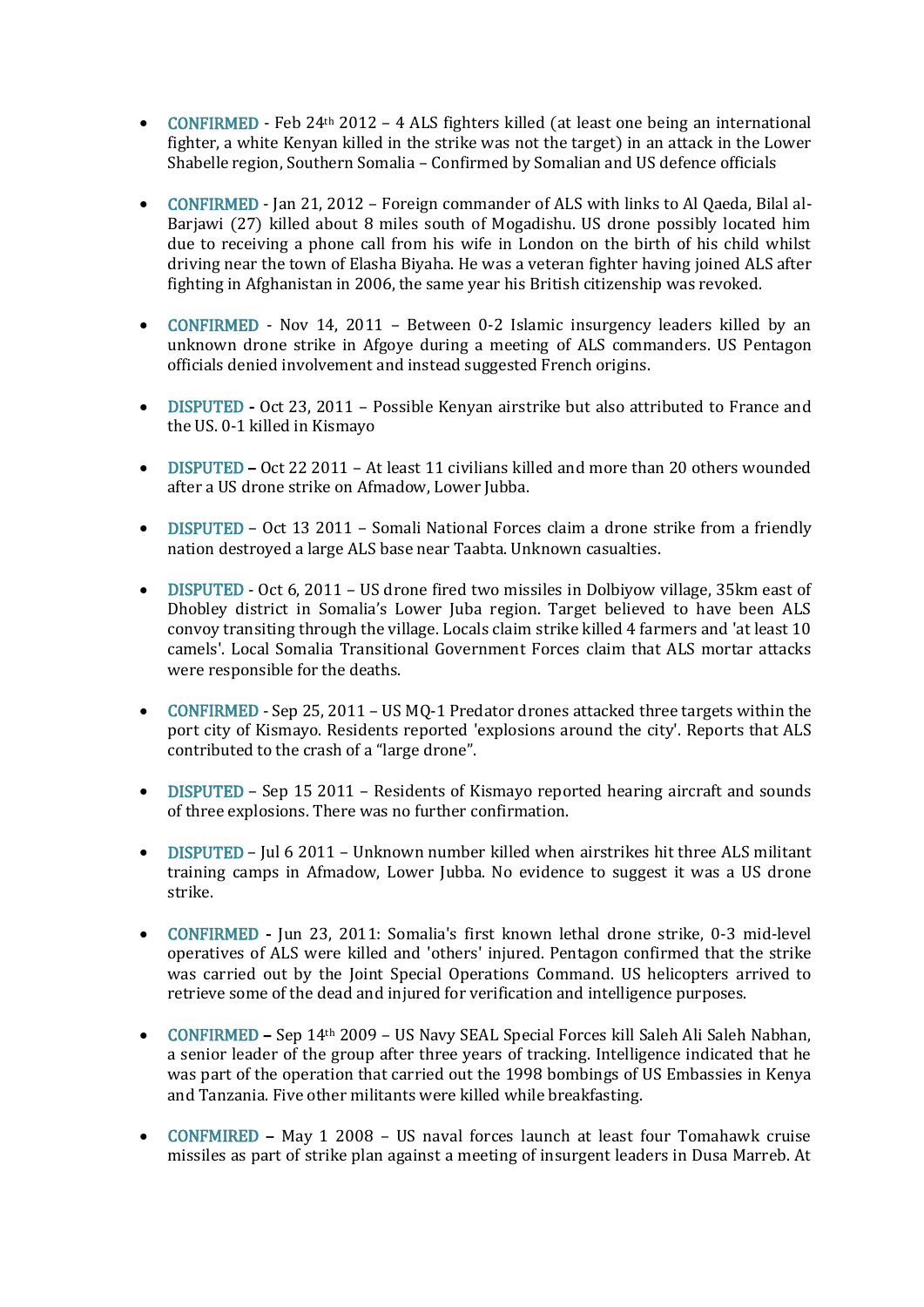- CONFIRMED - Feb 24th 2012 – 4 ALS fighters killed (at least one being an international fighter, a white Kenyan killed in the strike was not the target) in an attack in the Lower Shabelle region, Southern Somalia – Confirmed by Somalian and US defence officials

- CONFIRMED - Jan 21, 2012 – Foreign commander of ALS with links to Al Qaeda, Bilal al-Barjawi (27) killed about 8 miles south of Mogadishu. US drone possibly located him due to receiving a phone call from his wife in London on the birth of his child whilst driving near the town of Elasha Biyaha. He was a veteran fighter having joined ALS after fighting in Afghanistan in 2006, the same year his British citizenship was revoked.

- CONFIRMED - Nov 14, 2011 – Between 0-2 Islamic insurgency leaders killed by an unknown drone strike in Afgoye during a meeting of ALS commanders. US Pentagon officials denied involvement and instead suggested French origins.

- DISPUTED **-** Oct 23, 2011 – Possible Kenyan airstrike but also attributed to France and the US. 0-1 killed in Kismayo

- DISPUTED **–** Oct 22 2011 – At least 11 civilians killed and more than 20 others wounded after a US drone strike on Afmadow, Lower Jubba.

- DISPUTED – Oct 13 2011 – Somali National Forces claim a drone strike from a friendly nation destroyed a large ALS base near Taabta. Unknown casualties.

- DISPUTED - Oct 6, 2011 – US drone fired two missiles in Dolbiyow village, 35km east of Dhobley district in Somalia's Lower Juba region. Target believed to have been ALS convoy transiting through the village. Locals claim strike killed 4 farmers and 'at least 10 camels'. Local Somalia Transitional Government Forces claim that ALS mortar attacks were responsible for the deaths.

- CONFIRMED - Sep 25, 2011 – US MQ-1 Predator drones attacked three targets within the port city of Kismayo. Residents reported 'explosions around the city'. Reports that ALS contributed to the crash of a "large drone".

- DISPUTED – Sep 15 2011 – Residents of Kismayo reported hearing aircraft and sounds of three explosions. There was no further confirmation.

- DISPUTED – Jul 6 2011 – Unknown number killed when airstrikes hit three ALS militant training camps in Afmadow, Lower Jubba. No evidence to suggest it was a US drone strike.

- CONFIRMED **-** Jun 23, 2011: Somalia's first known lethal drone strike, 0-3 mid-level operatives of ALS were killed and 'others' injured. Pentagon confirmed that the strike was carried out by the Joint Special Operations Command. US helicopters arrived to retrieve some of the dead and injured for verification and intelligence purposes.

- CONFIRMED **–** Sep 14th 2009 – US Navy SEAL Special Forces kill Saleh Ali Saleh Nabhan, a senior leader of the group after three years of tracking. Intelligence indicated that he was part of the operation that carried out the 1998 bombings of US Embassies in Kenya and Tanzania. Five other militants were killed while breakfasting.

- CONFMIRED **–** May 1 2008 – US naval forces launch at least four Tomahawk cruise missiles as part of strike plan against a meeting of insurgent leaders in Dusa Marreb. At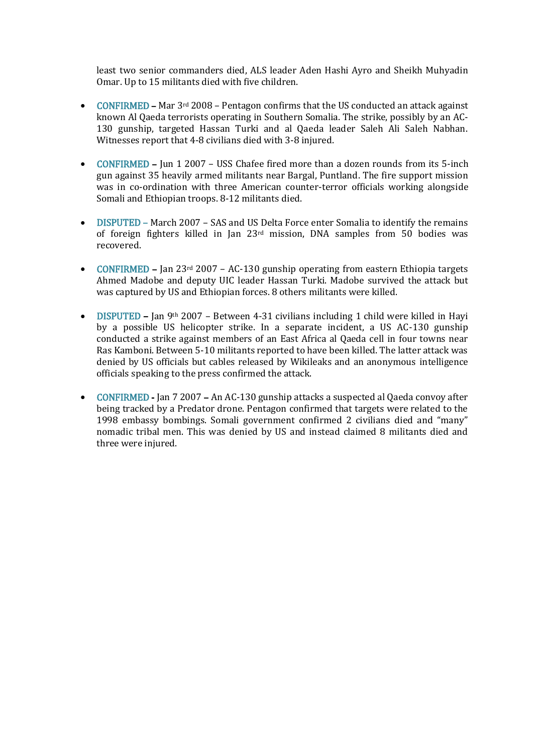least two senior commanders died, ALS leader Aden Hashi Ayro and Sheikh Muhyadin Omar. Up to 15 militants died with five children.

- CONFIRMED **–** Mar 3rd 2008 – Pentagon confirms that the US conducted an attack against known Al Qaeda terrorists operating in Southern Somalia. The strike, possibly by an AC-130 gunship, targeted Hassan Turki and al Qaeda leader Saleh Ali Saleh Nabhan. Witnesses report that 4-8 civilians died with 3-8 injured.

- CONFIRMED **–** Jun 1 2007 – USS Chafee fired more than a dozen rounds from its 5-inch gun against 35 heavily armed militants near Bargal, Puntland. The fire support mission was in co-ordination with three American counter-terror officials working alongside Somali and Ethiopian troops. 8-12 militants died.

- DISPUTED – March 2007 – SAS and US Delta Force enter Somalia to identify the remains of foreign fighters killed in Jan 23rd mission, DNA samples from 50 bodies was recovered.

- CONFIRMED **–** Jan 23rd 2007 – AC-130 gunship operating from eastern Ethiopia targets Ahmed Madobe and deputy UIC leader Hassan Turki. Madobe survived the attack but was captured by US and Ethiopian forces. 8 others militants were killed.

- DISPUTED **–** Jan 9th 2007 – Between 4-31 civilians including 1 child were killed in Hayi by a possible US helicopter strike. In a separate incident, a US AC-130 gunship conducted a strike against members of an East Africa al Qaeda cell in four towns near Ras Kamboni. Between 5-10 militants reported to have been killed. The latter attack was denied by US officials but cables released by Wikileaks and an anonymous intelligence officials speaking to the press confirmed the attack.

- CONFIRMED **-** Jan 7 2007 **–** An AC-130 gunship attacks a suspected al Qaeda convoy after being tracked by a Predator drone. Pentagon confirmed that targets were related to the 1998 embassy bombings. Somali government confirmed 2 civilians died and "many" nomadic tribal men. This was denied by US and instead claimed 8 militants died and three were injured.